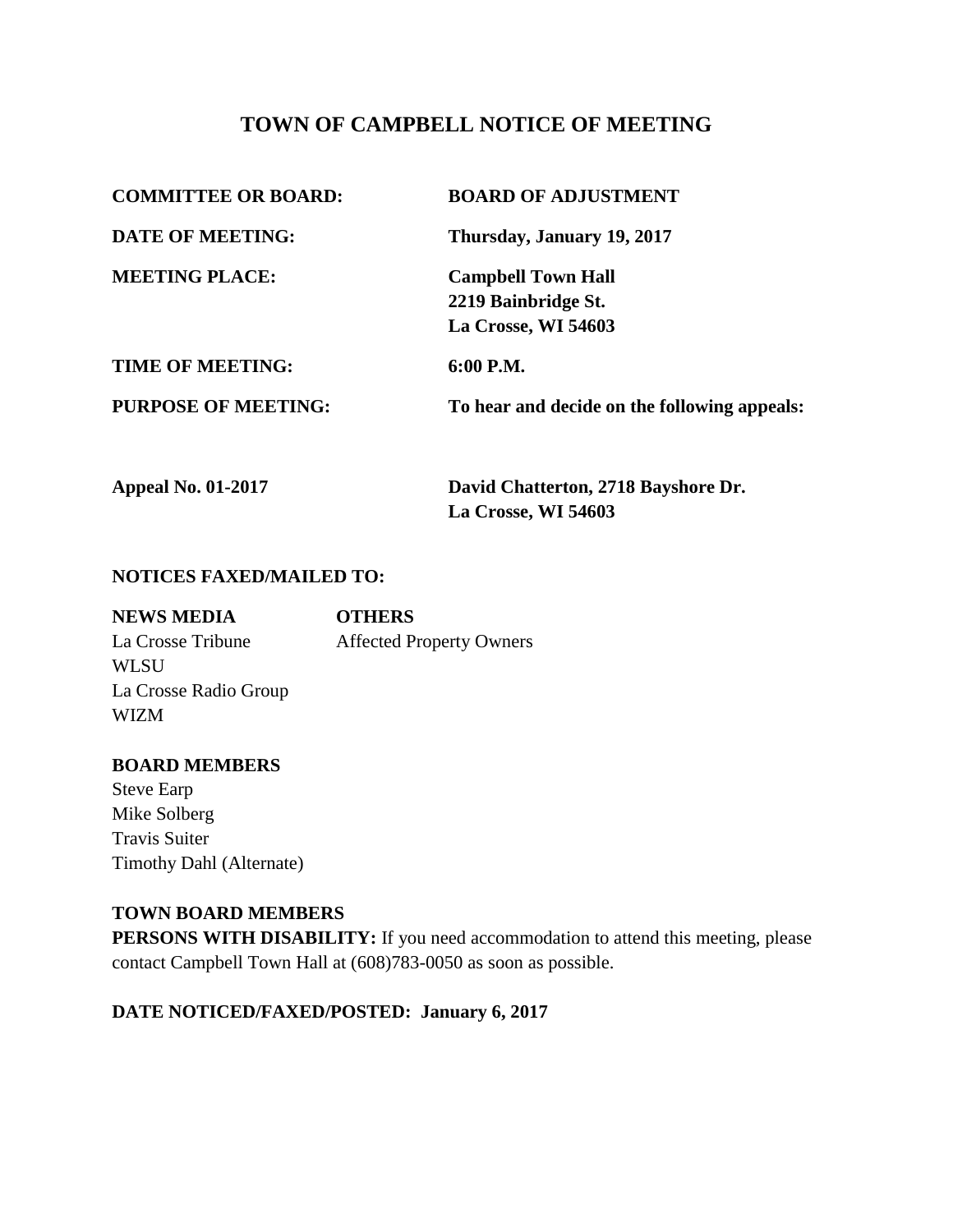# TOWN OF CAMPBELL NOTICE OF MEETING

| | |
|---|---|
| **COMMITTEE OR BOARD:** | **BOARD OF ADJUSTMENT** |
| **DATE OF MEETING:** | **Thursday, January 19, 2017** |
| **MEETING PLACE:** | **Campbell Town Hall**<br>**2219 Bainbridge St.**<br>**La Crosse, WI 54603** |
| **TIME OF MEETING:** | **6:00 P.M.** |
| **PURPOSE OF MEETING:** | **To hear and decide on the following appeals:** |
| **Appeal No. 01-2017** | **David Chatterton, 2718 Bayshore Dr.**<br>**La Crosse, WI 54603** |

**NOTICES FAXED/MAILED TO:**

| **NEWS MEDIA** | **OTHERS** |
|---|---|
| La Crosse Tribune | Affected Property Owners |
| WLSU | |
| La Crosse Radio Group | |
| WIZM | |

**BOARD MEMBERS**

Steve Earp
Mike Solberg
Travis Suiter
Timothy Dahl (Alternate)

**TOWN BOARD MEMBERS**

**PERSONS WITH DISABILITY:** If you need accommodation to attend this meeting, please contact Campbell Town Hall at (608)783-0050 as soon as possible.

**DATE NOTICED/FAXED/POSTED: January 6, 2017**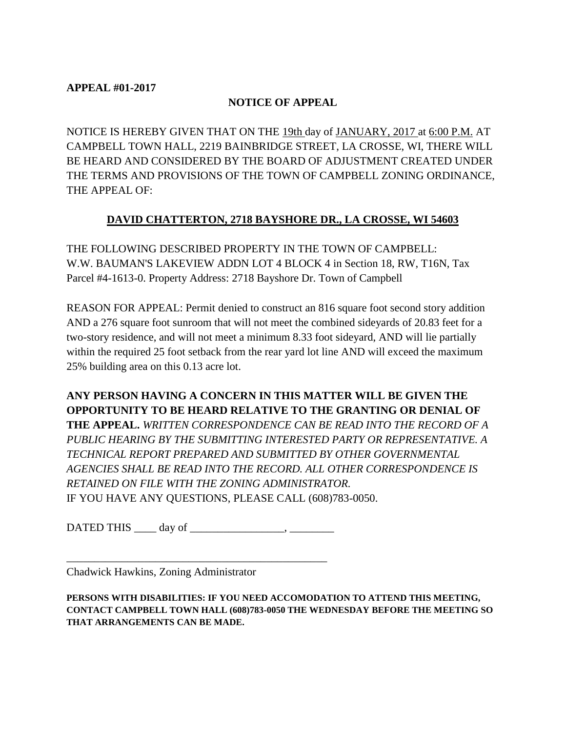**APPEAL #01-2017**

**NOTICE OF APPEAL**

NOTICE IS HEREBY GIVEN THAT ON THE 19th day of JANUARY, 2017 at 6:00 P.M. AT CAMPBELL TOWN HALL, 2219 BAINBRIDGE STREET, LA CROSSE, WI, THERE WILL BE HEARD AND CONSIDERED BY THE BOARD OF ADJUSTMENT CREATED UNDER THE TERMS AND PROVISIONS OF THE TOWN OF CAMPBELL ZONING ORDINANCE, THE APPEAL OF:

**DAVID CHATTERTON, 2718 BAYSHORE DR., LA CROSSE, WI 54603**

THE FOLLOWING DESCRIBED PROPERTY IN THE TOWN OF CAMPBELL:
W.W. BAUMAN'S LAKEVIEW ADDN LOT 4 BLOCK 4 in Section 18, RW, T16N, Tax Parcel #4-1613-0. Property Address: 2718 Bayshore Dr. Town of Campbell

REASON FOR APPEAL: Permit denied to construct an 816 square foot second story addition AND a 276 square foot sunroom that will not meet the combined sideyards of 20.83 feet for a two-story residence, and will not meet a minimum 8.33 foot sideyard, AND will lie partially within the required 25 foot setback from the rear yard lot line AND will exceed the maximum 25% building area on this 0.13 acre lot.

**ANY PERSON HAVING A CONCERN IN THIS MATTER WILL BE GIVEN THE OPPORTUNITY TO BE HEARD RELATIVE TO THE GRANTING OR DENIAL OF THE APPEAL.** *WRITTEN CORRESPONDENCE CAN BE READ INTO THE RECORD OF A PUBLIC HEARING BY THE SUBMITTING INTERESTED PARTY OR REPRESENTATIVE. A TECHNICAL REPORT PREPARED AND SUBMITTED BY OTHER GOVERNMENTAL AGENCIES SHALL BE READ INTO THE RECORD. ALL OTHER CORRESPONDENCE IS RETAINED ON FILE WITH THE ZONING ADMINISTRATOR.*
IF YOU HAVE ANY QUESTIONS, PLEASE CALL (608)783-0050.

DATED THIS ____ day of _________________, ________

_________________________________________________
Chadwick Hawkins, Zoning Administrator

**PERSONS WITH DISABILITIES: IF YOU NEED ACCOMODATION TO ATTEND THIS MEETING, CONTACT CAMPBELL TOWN HALL (608)783-0050 THE WEDNESDAY BEFORE THE MEETING SO THAT ARRANGEMENTS CAN BE MADE.**